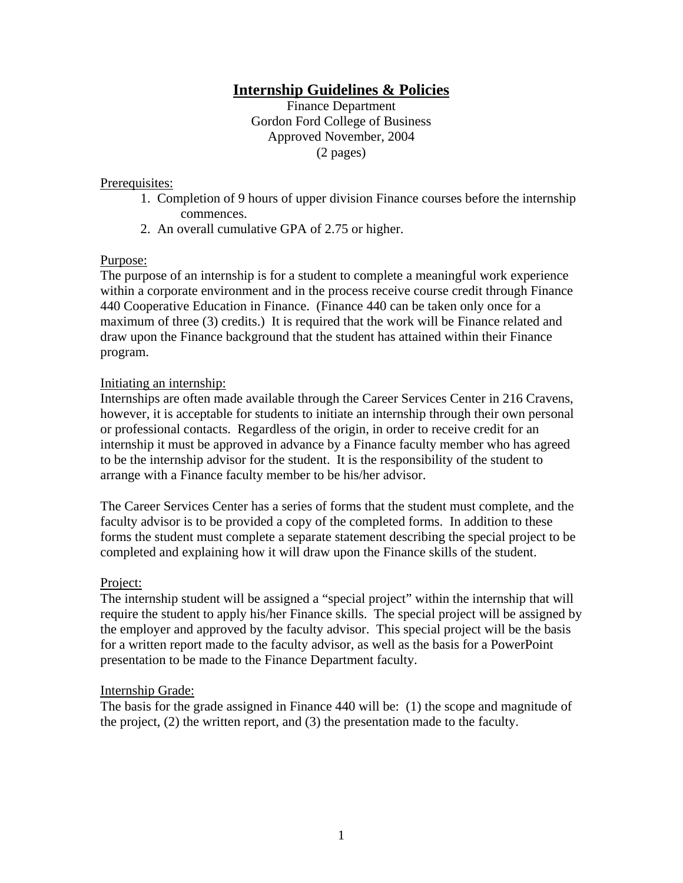# Internship Guidelines & Policies

Finance Department
Gordon Ford College of Business
Approved November, 2004
(2 pages)

Prerequisites:

1. Completion of 9 hours of upper division Finance courses before the internship commences.
2. An overall cumulative GPA of 2.75 or higher.

Purpose:
The purpose of an internship is for a student to complete a meaningful work experience within a corporate environment and in the process receive course credit through Finance 440 Cooperative Education in Finance. (Finance 440 can be taken only once for a maximum of three (3) credits.) It is required that the work will be Finance related and draw upon the Finance background that the student has attained within their Finance program.

Initiating an internship:
Internships are often made available through the Career Services Center in 216 Cravens, however, it is acceptable for students to initiate an internship through their own personal or professional contacts. Regardless of the origin, in order to receive credit for an internship it must be approved in advance by a Finance faculty member who has agreed to be the internship advisor for the student. It is the responsibility of the student to arrange with a Finance faculty member to be his/her advisor.

The Career Services Center has a series of forms that the student must complete, and the faculty advisor is to be provided a copy of the completed forms. In addition to these forms the student must complete a separate statement describing the special project to be completed and explaining how it will draw upon the Finance skills of the student.

Project:
The internship student will be assigned a "special project" within the internship that will require the student to apply his/her Finance skills. The special project will be assigned by the employer and approved by the faculty advisor. This special project will be the basis for a written report made to the faculty advisor, as well as the basis for a PowerPoint presentation to be made to the Finance Department faculty.

Internship Grade:
The basis for the grade assigned in Finance 440 will be: (1) the scope and magnitude of the project, (2) the written report, and (3) the presentation made to the faculty.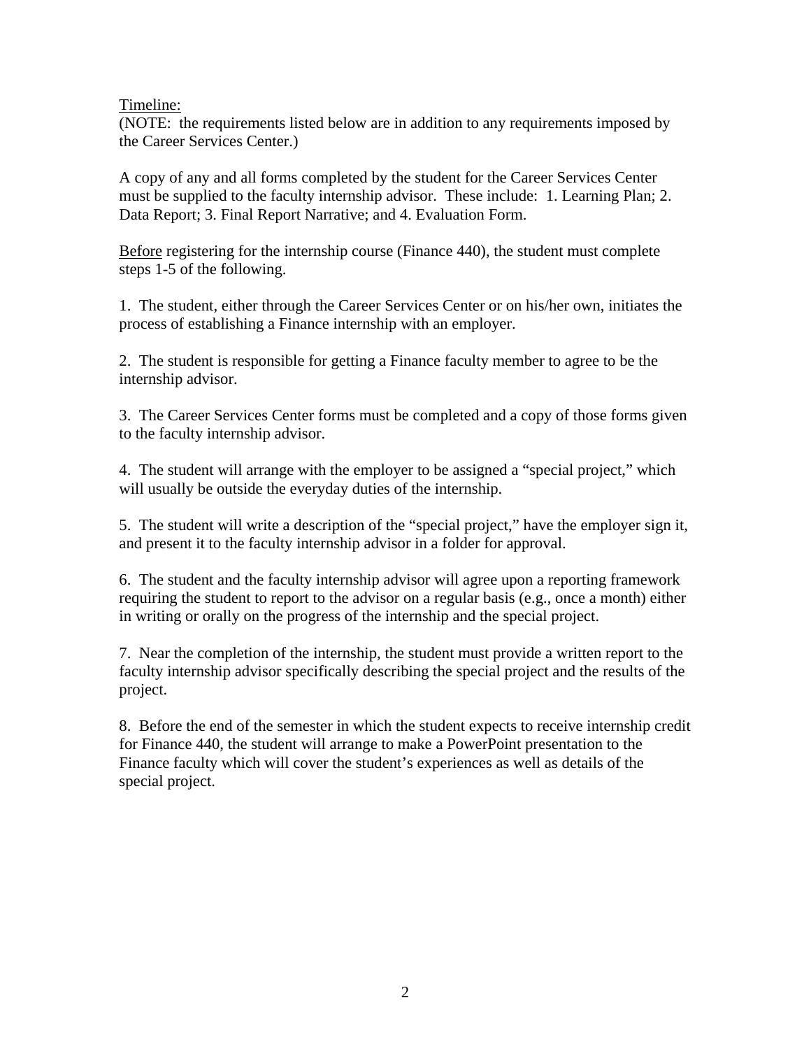<u>Timeline:</u>
(NOTE: the requirements listed below are in addition to any requirements imposed by the Career Services Center.)

A copy of any and all forms completed by the student for the Career Services Center must be supplied to the faculty internship advisor. These include: 1. Learning Plan; 2. Data Report; 3. Final Report Narrative; and 4. Evaluation Form.

<u>Before</u> registering for the internship course (Finance 440), the student must complete steps 1-5 of the following.

1. The student, either through the Career Services Center or on his/her own, initiates the process of establishing a Finance internship with an employer.

2. The student is responsible for getting a Finance faculty member to agree to be the internship advisor.

3. The Career Services Center forms must be completed and a copy of those forms given to the faculty internship advisor.

4. The student will arrange with the employer to be assigned a "special project," which will usually be outside the everyday duties of the internship.

5. The student will write a description of the "special project," have the employer sign it, and present it to the faculty internship advisor in a folder for approval.

6. The student and the faculty internship advisor will agree upon a reporting framework requiring the student to report to the advisor on a regular basis (e.g., once a month) either in writing or orally on the progress of the internship and the special project.

7. Near the completion of the internship, the student must provide a written report to the faculty internship advisor specifically describing the special project and the results of the project.

8. Before the end of the semester in which the student expects to receive internship credit for Finance 440, the student will arrange to make a PowerPoint presentation to the Finance faculty which will cover the student's experiences as well as details of the special project.